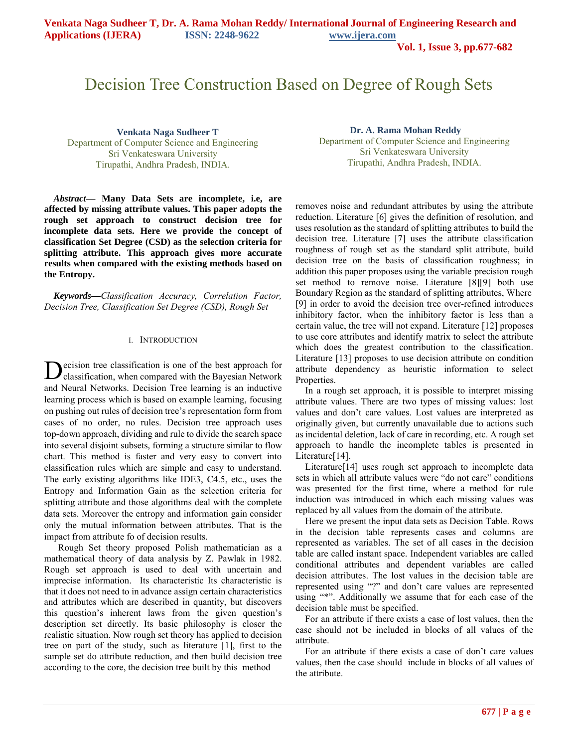# Decision Tree Construction Based on Degree of Rough Sets

**Venkata Naga Sudheer T**
Department of Computer Science and Engineering
Sri Venkateswara University
Tirupathi, Andhra Pradesh, INDIA.

**Dr. A. Rama Mohan Reddy**
Department of Computer Science and Engineering
Sri Venkateswara University
Tirupathi, Andhra Pradesh, INDIA.

***Abstract*— Many Data Sets are incomplete, i.e, are affected by missing attribute values. This paper adopts the rough set approach to construct decision tree for incomplete data sets. Here we provide the concept of classification Set Degree (CSD) as the selection criteria for splitting attribute. This approach gives more accurate results when compared with the existing methods based on the Entropy.**

***Keywords*—*Classification Accuracy, Correlation Factor, Decision Tree, Classification Set Degree (CSD), Rough Set***

## I. Introduction

Decision tree classification is one of the best approach for classification, when compared with the Bayesian Network and Neural Networks. Decision Tree learning is an inductive learning process which is based on example learning, focusing on pushing out rules of decision tree's representation form from cases of no order, no rules. Decision tree approach uses top-down approach, dividing and rule to divide the search space into several disjoint subsets, forming a structure similar to flow chart. This method is faster and very easy to convert into classification rules which are simple and easy to understand. The early existing algorithms like IDE3, C4.5, etc., uses the Entropy and Information Gain as the selection criteria for splitting attribute and those algorithms deal with the complete data sets. Moreover the entropy and information gain consider only the mutual information between attributes. That is the impact from attribute fo of decision results.

Rough Set theory proposed Polish mathematician as a mathematical theory of data analysis by Z. Pawlak in 1982. Rough set approach is used to deal with uncertain and imprecise information. Its characteristic Its characteristic is that it does not need to in advance assign certain characteristics and attributes which are described in quantity, but discovers this question's inherent laws from the given question's description set directly. Its basic philosophy is closer the realistic situation. Now rough set theory has applied to decision tree on part of the study, such as literature [1], first to the sample set do attribute reduction, and then build decision tree according to the core, the decision tree built by this method removes noise and redundant attributes by using the attribute reduction. Literature [6] gives the definition of resolution, and uses resolution as the standard of splitting attributes to build the decision tree. Literature [7] uses the attribute classification roughness of rough set as the standard split attribute, build decision tree on the basis of classification roughness; in addition this paper proposes using the variable precision rough set method to remove noise. Literature [8][9] both use Boundary Region as the standard of splitting attributes, Where [9] in order to avoid the decision tree over-refined introduces inhibitory factor, when the inhibitory factor is less than a certain value, the tree will not expand. Literature [12] proposes to use core attributes and identify matrix to select the attribute which does the greatest contribution to the classification. Literature [13] proposes to use decision attribute on condition attribute dependency as heuristic information to select Properties.

In a rough set approach, it is possible to interpret missing attribute values. There are two types of missing values: lost values and don't care values. Lost values are interpreted as originally given, but currently unavailable due to actions such as incidental deletion, lack of care in recording, etc. A rough set approach to handle the incomplete tables is presented in Literature[14].

Literature[14] uses rough set approach to incomplete data sets in which all attribute values were "do not care" conditions was presented for the first time, where a method for rule induction was introduced in which each missing values was replaced by all values from the domain of the attribute.

Here we present the input data sets as Decision Table. Rows in the decision table represents cases and columns are represented as variables. The set of all cases in the decision table are called instant space. Independent variables are called conditional attributes and dependent variables are called decision attributes. The lost values in the decision table are represented using "?" and don't care values are represented using "*". Additionally we assume that for each case of the decision table must be specified.

For an attribute if there exists a case of lost values, then the case should not be included in blocks of all values of the attribute.

For an attribute if there exists a case of don't care values values, then the case should include in blocks of all values of the attribute.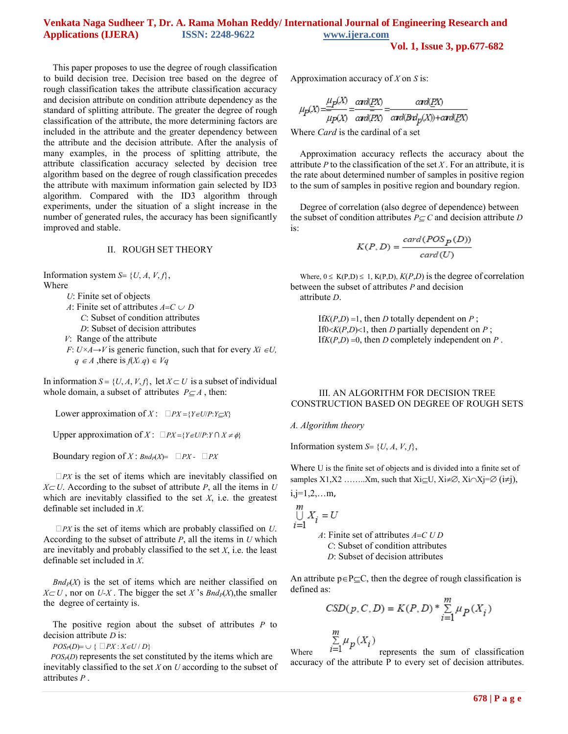This paper proposes to use the degree of rough classification to build decision tree. Decision tree based on the degree of rough classification takes the attribute classification accuracy and decision attribute on condition attribute dependency as the standard of splitting attribute. The greater the degree of rough classification of the attribute, the more determining factors are included in the attribute and the greater dependency between the attribute and the decision attribute. After the analysis of many examples, in the process of splitting attribute, the attribute classification accuracy selected by decision tree algorithm based on the degree of rough classification precedes the attribute with maximum information gain selected by ID3 algorithm. Compared with the ID3 algorithm through experiments, under the situation of a slight increase in the number of generated rules, the accuracy has been significantly improved and stable.

## II. ROUGH SET THEORY

Information system $S = \{U, A, V, f\}$,

Where

- $U$: Finite set of objects
- $A$: Finite set of attributes $A = C \cup D$
  - $C$: Subset of condition attributes
  - $D$: Subset of decision attributes
- $V$: Range of the attribute
- $F$: $U \times A \rightarrow V$ is generic function, such that for every $X_i \in U$, $q \in A$, there is $f(X_i, q) \in V_q$

In information $S = \{U, A, V, f\}$, let $X \subset U$ is a subset of individual whole domain, a subset of attributes $P \subseteq A$, then:

Lower approximation of $X$: $\underline{P}X = \{Y \in U/P : Y \subseteq X\}$

Upper approximation of $X$: $\overline{P}X = \{Y \in U/P : Y \cap X \neq \phi\}$

Boundary region of $X$: $Bnd_P(X) = \overline{P}X - \underline{P}X$

$\underline{P}X$ is the set of items which are inevitably classified on $X \subset U$. According to the subset of attribute $P$, all the items in $U$ which are inevitably classified to the set $X$, i.e. the greatest definable set included in $X$.

$\overline{P}X$ is the set of items which are probably classified on $U$. According to the subset of attribute $P$, all the items in $U$ which are inevitably and probably classified to the set $X$, i.e. the least definable set included in $X$.

$Bnd_P(X)$ is the set of items which are neither classified on $X \subset U$, nor on $U$-$X$. The bigger the set $X$'s $Bnd_P(X)$, the smaller the degree of certainty is.

The positive region about the subset of attributes $P$ to decision attribute $D$ is:

$POS_P(D) = \cup \{\underline{P}X : X \in U / D\}$

$POS_P(D)$ represents the set constituted by the items which are inevitably classified to the set $X$ on $U$ according to the subset of attributes $P$.

Approximation accuracy of $X$ on $S$ is:

$$\mu_P(X) = \frac{\underline{\mu_P}(X)}{\overline{\mu_P}(X)} = \frac{card(\underline{P}X)}{card(\overline{P}X)} = \frac{card(\underline{P}X)}{card(Bnd_p(X)) + card(\underline{P}X)}$$

Where *Card* is the cardinal of a set

Approximation accuracy reflects the accuracy about the attribute $P$ to the classification of the set $X$. For an attribute, it is the rate about determined number of samples in positive region to the sum of samples in positive region and boundary region.

Degree of correlation (also degree of dependence) between the subset of condition attributes $P \subseteq C$ and decision attribute $D$ is:

$$K(P, D) = \frac{card(POS_P(D))}{card(U)}$$

Where, $0 \leq K(P,D) \leq 1$, $K(P,D)$, $K(P,D)$ is the degree of correlation between the subset of attributes $P$ and decision attribute $D$.

If $K(P,D) = 1$, then $D$ totally dependent on $P$;
If $0 < K(P,D) < 1$, then $D$ partially dependent on $P$;
If $K(P,D) = 0$, then $D$ completely independent on $P$.

## III. AN ALGORITHM FOR DECISION TREE CONSTRUCTION BASED ON DEGREE OF ROUGH SETS

### *A. Algorithm theory*

Information system $S = \{U, A, V, f\}$,

Where U is the finite set of objects and is divided into a finite set of samples X1,X2 ……..Xm, such that $X_i \subseteq U$, $X_i \neq \emptyset$, $X_i \cap X_j = \emptyset$ ($i \neq j$), $i,j = 1,2,\ldots m$,

$$\bigcup_{i=1}^{m} X_i = U$$

- $A$: Finite set of attributes $A = C \cup D$
  - $C$: Subset of condition attributes
  - $D$: Subset of decision attributes

An attribute $p \in P \subseteq C$, then the degree of rough classification is defined as:

$$CSD(p, C, D) = K(P, D) * \sum_{i=1}^{m} \mu_p(X_i)$$

Where $\sum_{i=1}^{m} \mu_p(X_i)$ represents the sum of classification accuracy of the attribute P to every set of decision attributes.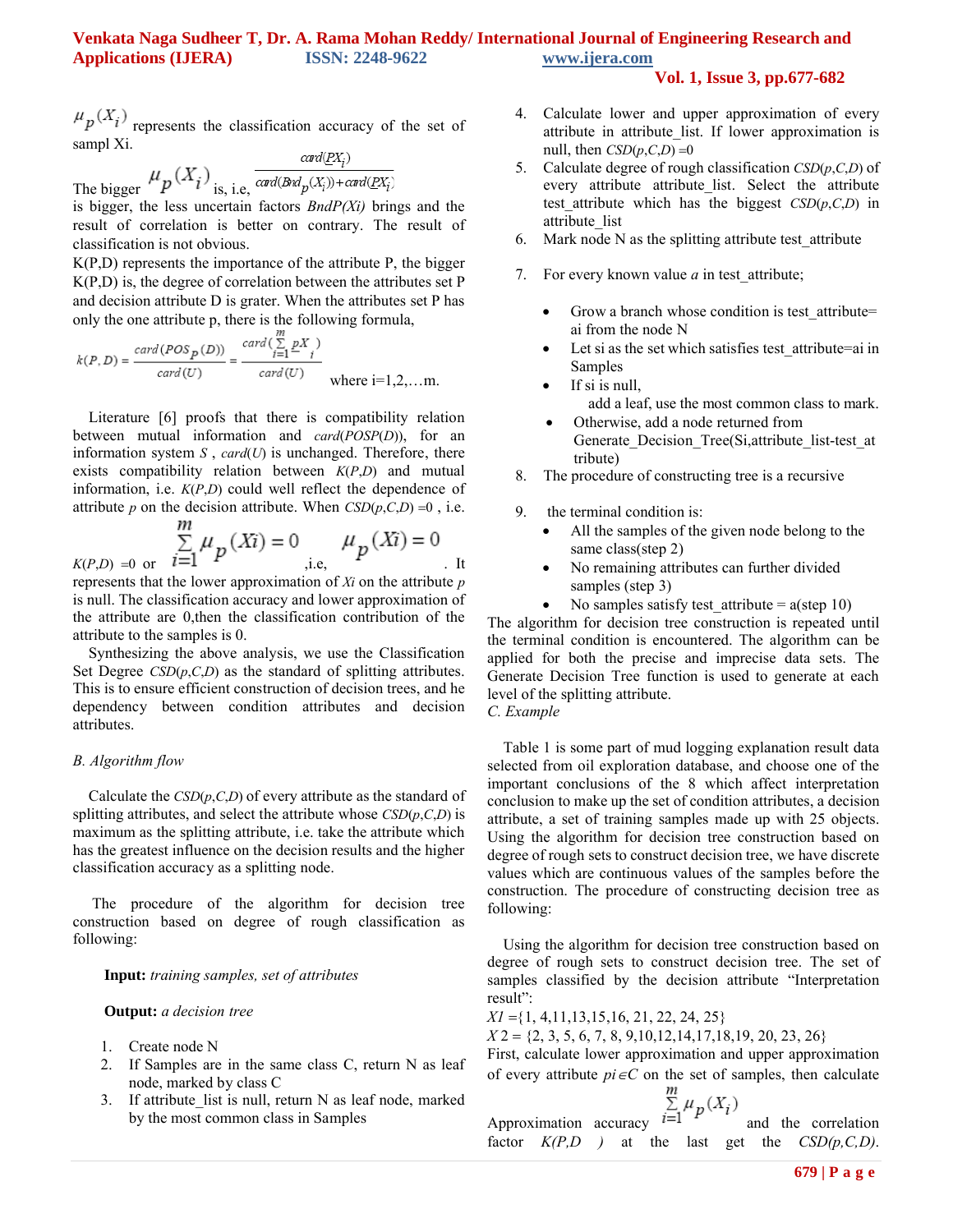$\mu_p(X_i)$ represents the classification accuracy of the set of sampl Xi.

The bigger $\mu_p(X_i)$ is, i.e, $\frac{card(\underline{P}X_i)}{card(Bnd_p(X_i))+card(\underline{P}X_i)}$ is bigger, the less uncertain factors *BndP(Xi)* brings and the result of correlation is better on contrary. The result of classification is not obvious.

K(P,D) represents the importance of the attribute P, the bigger K(P,D) is, the degree of correlation between the attributes set P and decision attribute D is grater. When the attributes set P has only the one attribute p, there is the following formula,

$$k(P,D) = \frac{card(POS_P(D))}{card(U)} = \frac{card(\sum_{i=1}^{m} \underline{p}X_i)}{card(U)}$$ where i=1,2,…m.

Literature [6] proofs that there is compatibility relation between mutual information and *card*(*POSP*(*D*)), for an information system *S* , *card*(*U*) is unchanged. Therefore, there exists compatibility relation between *K*(*P*,*D*) and mutual information, i.e. *K*(*P*,*D*) could well reflect the dependence of attribute *p* on the decision attribute. When *CSD*(*p*,*C*,*D*) =0 , i.e. *K*(*P*,*D*) =0 or $\sum_{i=1}^{m} \mu_p(Xi) = 0$ ,i.e, $\mu_p(Xi) = 0$ . It represents that the lower approximation of *Xi* on the attribute *p* is null. The classification accuracy and lower approximation of the attribute are 0,then the classification contribution of the attribute to the samples is 0.

Synthesizing the above analysis, we use the Classification Set Degree *CSD*(*p*,*C*,*D*) as the standard of splitting attributes. This is to ensure efficient construction of decision trees, and he dependency between condition attributes and decision attributes.

*B. Algorithm flow*

Calculate the *CSD*(*p*,*C*,*D*) of every attribute as the standard of splitting attributes, and select the attribute whose *CSD*(*p*,*C*,*D*) is maximum as the splitting attribute, i.e. take the attribute which has the greatest influence on the decision results and the higher classification accuracy as a splitting node.

The procedure of the algorithm for decision tree construction based on degree of rough classification as following:

**Input:** *training samples, set of attributes*

**Output:** *a decision tree*

1. Create node N
2. If Samples are in the same class C, return N as leaf node, marked by class C
3. If attribute_list is null, return N as leaf node, marked by the most common class in Samples
4. Calculate lower and upper approximation of every attribute in attribute_list. If lower approximation is null, then *CSD*(*p*,*C*,*D*) =0
5. Calculate degree of rough classification *CSD*(*p*,*C*,*D*) of every attribute attribute_list. Select the attribute test_attribute which has the biggest *CSD*(*p*,*C*,*D*) in attribute_list
6. Mark node N as the splitting attribute test_attribute
7. For every known value *a* in test_attribute;
   - Grow a branch whose condition is test_attribute= ai from the node N
   - Let si as the set which satisfies test_attribute=ai in Samples
   - If si is null,
     add a leaf, use the most common class to mark.
   - Otherwise, add a node returned from Generate_Decision_Tree(Si,attribute_list-test_attribute)
8. The procedure of constructing tree is a recursive
9. the terminal condition is:
   - All the samples of the given node belong to the same class(step 2)
   - No remaining attributes can further divided samples (step 3)
   - No samples satisfy test_attribute = a(step 10)

The algorithm for decision tree construction is repeated until the terminal condition is encountered. The algorithm can be applied for both the precise and imprecise data sets. The Generate Decision Tree function is used to generate at each level of the splitting attribute.

*C. Example*

Table 1 is some part of mud logging explanation result data selected from oil exploration database, and choose one of the important conclusions of the 8 which affect interpretation conclusion to make up the set of condition attributes, a decision attribute, a set of training samples made up with 25 objects. Using the algorithm for decision tree construction based on degree of rough sets to construct decision tree, we have discrete values which are continuous values of the samples before the construction. The procedure of constructing decision tree as following:

Using the algorithm for decision tree construction based on degree of rough sets to construct decision tree. The set of samples classified by the decision attribute "Interpretation result":

$X1$ ={1, 4,11,13,15,16, 21, 22, 24, 25}

$X2$ = {2, 3, 5, 6, 7, 8, 9,10,12,14,17,18,19, 20, 23, 26}

First, calculate lower approximation and upper approximation of every attribute $p_i \in C$ on the set of samples, then calculate Approximation accuracy $\sum_{i=1}^{m} \mu_p(X_i)$ and the correlation factor *K(P,D )* at the last get the *CSD(p,C,D)*.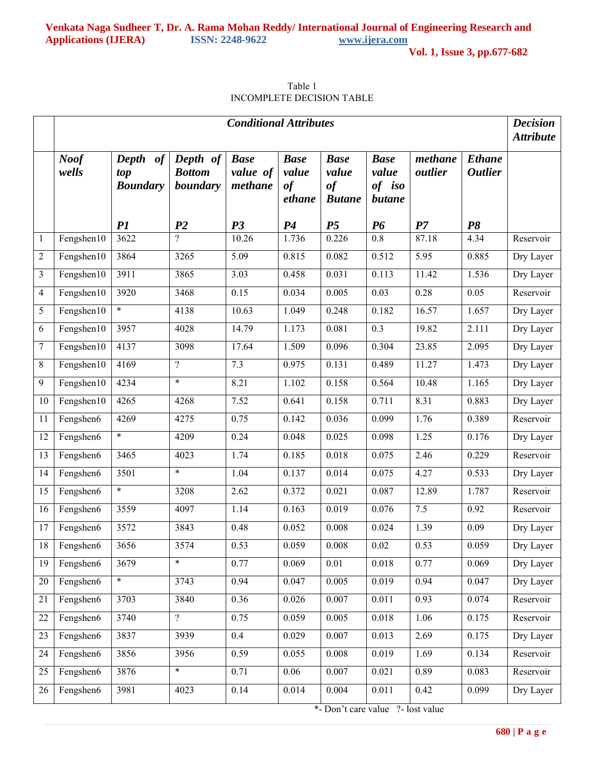Table 1
INCOMPLETE DECISION TABLE

| | Conditional Attributes | | | | | | | | | Decision Attribute |
|---|---|---|---|---|---|---|---|---|---|---|
| | ***Noof wells*** | ***Depth of top Boundary*** ***P1*** | ***Depth of Bottom boundary*** ***P2*** | ***Base value of methane*** ***P3*** | ***Base value of ethane*** ***P4*** | ***Base value of Butane*** ***P5*** | ***Base value of iso butane*** ***P6*** | ***methane outlier*** ***P7*** | ***Ethane Outlier*** ***P8*** | |
| 1 | Fengshen10 | 3622 | ? | 10.26 | 1.736 | 0.226 | 0.8 | 87.18 | 4.34 | Reservoir |
| 2 | Fengshen10 | 3864 | 3265 | 5.09 | 0.815 | 0.082 | 0.512 | 5.95 | 0.885 | Dry Layer |
| 3 | Fengshen10 | 3911 | 3865 | 3.03 | 0.458 | 0.031 | 0.113 | 11.42 | 1.536 | Dry Layer |
| 4 | Fengshen10 | 3920 | 3468 | 0.15 | 0.034 | 0.005 | 0.03 | 0.28 | 0.05 | Reservoir |
| 5 | Fengshen10 | * | 4138 | 10.63 | 1.049 | 0.248 | 0.182 | 16.57 | 1.657 | Dry Layer |
| 6 | Fengshen10 | 3957 | 4028 | 14.79 | 1.173 | 0.081 | 0.3 | 19.82 | 2.111 | Dry Layer |
| 7 | Fengshen10 | 4137 | 3098 | 17.64 | 1.509 | 0.096 | 0.304 | 23.85 | 2.095 | Dry Layer |
| 8 | Fengshen10 | 4169 | ? | 7.3 | 0.975 | 0.131 | 0.489 | 11.27 | 1.473 | Dry Layer |
| 9 | Fengshen10 | 4234 | * | 8.21 | 1.102 | 0.158 | 0.564 | 10.48 | 1.165 | Dry Layer |
| 10 | Fengshen10 | 4265 | 4268 | 7.52 | 0.641 | 0.158 | 0.711 | 8.31 | 0.883 | Dry Layer |
| 11 | Fengshen6 | 4269 | 4275 | 0.75 | 0.142 | 0.036 | 0.099 | 1.76 | 0.389 | Reservoir |
| 12 | Fengshen6 | * | 4209 | 0.24 | 0.048 | 0.025 | 0.098 | 1.25 | 0.176 | Dry Layer |
| 13 | Fengshen6 | 3465 | 4023 | 1.74 | 0.185 | 0.018 | 0.075 | 2.46 | 0.229 | Reservoir |
| 14 | Fengshen6 | 3501 | * | 1.04 | 0.137 | 0.014 | 0.075 | 4.27 | 0.533 | Dry Layer |
| 15 | Fengshen6 | * | 3208 | 2.62 | 0.372 | 0.021 | 0.087 | 12.89 | 1.787 | Reservoir |
| 16 | Fengshen6 | 3559 | 4097 | 1.14 | 0.163 | 0.019 | 0.076 | 7.5 | 0.92 | Reservoir |
| 17 | Fengshen6 | 3572 | 3843 | 0.48 | 0.052 | 0.008 | 0.024 | 1.39 | 0.09 | Dry Layer |
| 18 | Fengshen6 | 3656 | 3574 | 0.53 | 0.059 | 0.008 | 0.02 | 0.53 | 0.059 | Dry Layer |
| 19 | Fengshen6 | 3679 | * | 0.77 | 0.069 | 0.01 | 0.018 | 0.77 | 0.069 | Dry Layer |
| 20 | Fengshen6 | * | 3743 | 0.94 | 0.047 | 0.005 | 0.019 | 0.94 | 0.047 | Dry Layer |
| 21 | Fengshen6 | 3703 | 3840 | 0.36 | 0.026 | 0.007 | 0.011 | 0.93 | 0.074 | Reservoir |
| 22 | Fengshen6 | 3740 | ? | 0.75 | 0.059 | 0.005 | 0.018 | 1.06 | 0.175 | Reservoir |
| 23 | Fengshen6 | 3837 | 3939 | 0.4 | 0.029 | 0.007 | 0.013 | 2.69 | 0.175 | Dry Layer |
| 24 | Fengshen6 | 3856 | 3956 | 0.59 | 0.055 | 0.008 | 0.019 | 1.69 | 0.134 | Reservoir |
| 25 | Fengshen6 | 3876 | * | 0.71 | 0.06 | 0.007 | 0.021 | 0.89 | 0.083 | Reservoir |
| 26 | Fengshen6 | 3981 | 4023 | 0.14 | 0.014 | 0.004 | 0.011 | 0.42 | 0.099 | Dry Layer |

*- Don't care value ?- lost value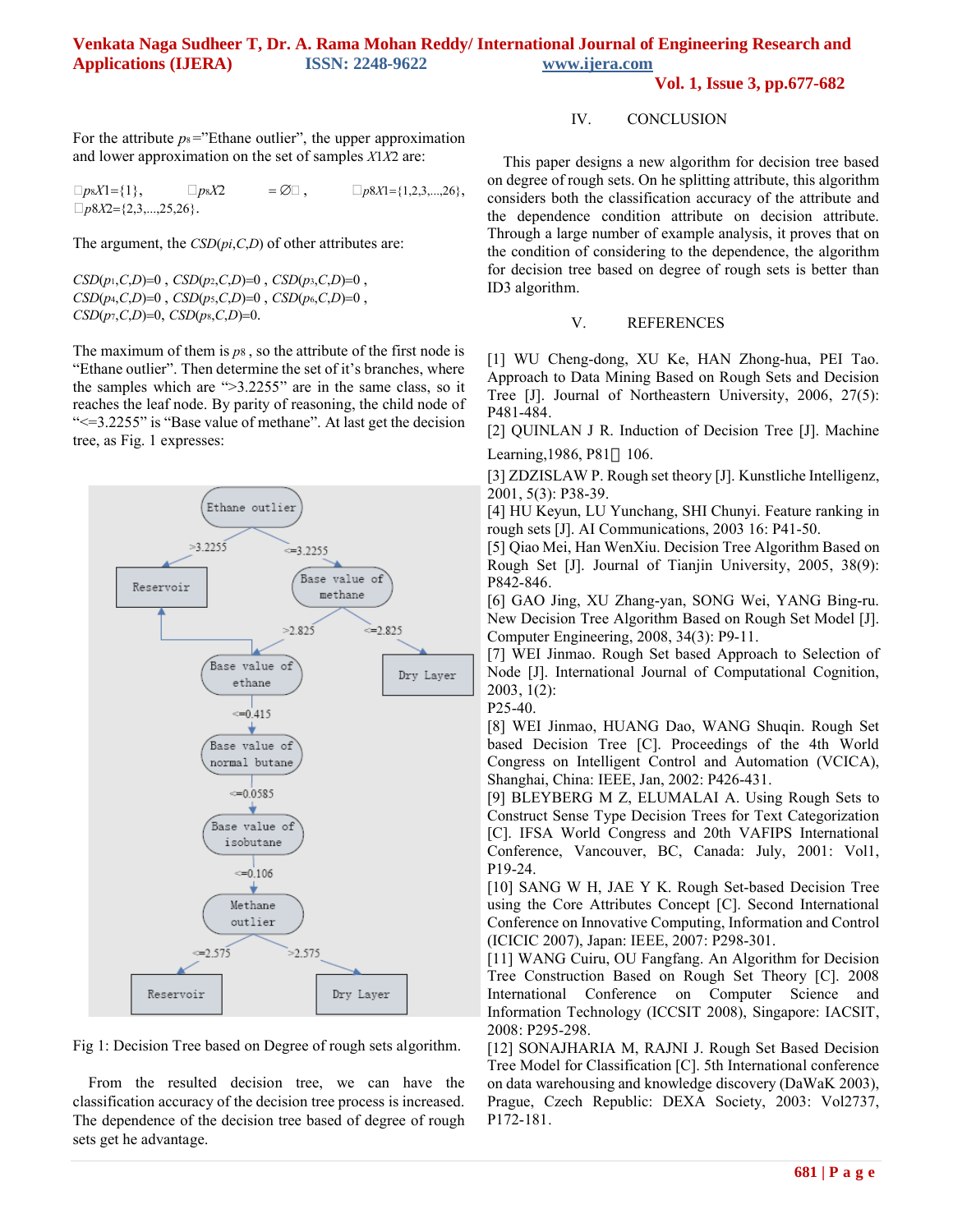For the attribute $p_8$="Ethane outlier", the upper approximation and lower approximation on the set of samples $X1X2$ are:

$\underline{p_8}X1=\{1\}$, $\underline{p_8}X2 = \varnothing$, $\overline{p_8}X1=\{1,2,3,...,26\}$, $\overline{p_8}X2=\{2,3,...,25,26\}$.

The argument, the $CSD(p_i,C,D)$ of other attributes are:

$CSD(p_1,C,D)=0$ , $CSD(p_2,C,D)=0$ , $CSD(p_3,C,D)=0$ , $CSD(p_4,C,D)=0$ , $CSD(p_5,C,D)=0$ , $CSD(p_6,C,D)=0$ , $CSD(p_7,C,D)=0$, $CSD(p_8,C,D)=0$.

The maximum of them is $p_8$ , so the attribute of the first node is "Ethane outlier". Then determine the set of it's branches, where the samples which are ">3.2255" are in the same class, so it reaches the leaf node. By parity of reasoning, the child node of "<=3.2255" is "Base value of methane". At last get the decision tree, as Fig. 1 expresses:

Fig 1: Decision Tree based on Degree of rough sets algorithm.

From the resulted decision tree, we can have the classification accuracy of the decision tree process is increased. The dependence of the decision tree based of degree of rough sets get he advantage.

## IV. CONCLUSION

This paper designs a new algorithm for decision tree based on degree of rough sets. On he splitting attribute, this algorithm considers both the classification accuracy of the attribute and the dependence condition attribute on decision attribute. Through a large number of example analysis, it proves that on the condition of considering to the dependence, the algorithm for decision tree based on degree of rough sets is better than ID3 algorithm.

## V. REFERENCES

[1] WU Cheng-dong, XU Ke, HAN Zhong-hua, PEI Tao. Approach to Data Mining Based on Rough Sets and Decision Tree [J]. Journal of Northeastern University, 2006, 27(5): P481-484.

[2] QUINLAN J R. Induction of Decision Tree [J]. Machine Learning,1986, P81～106.

[3] ZDZISLAW P. Rough set theory [J]. Kunstliche Intelligenz, 2001, 5(3): P38-39.

[4] HU Keyun, LU Yunchang, SHI Chunyi. Feature ranking in rough sets [J]. AI Communications, 2003 16: P41-50.

[5] Qiao Mei, Han WenXiu. Decision Tree Algorithm Based on Rough Set [J]. Journal of Tianjin University, 2005, 38(9): P842-846.

[6] GAO Jing, XU Zhang-yan, SONG Wei, YANG Bing-ru. New Decision Tree Algorithm Based on Rough Set Model [J]. Computer Engineering, 2008, 34(3): P9-11.

[7] WEI Jinmao. Rough Set based Approach to Selection of Node [J]. International Journal of Computational Cognition, 2003, 1(2): P25-40.

[8] WEI Jinmao, HUANG Dao, WANG Shuqin. Rough Set based Decision Tree [C]. Proceedings of the 4th World Congress on Intelligent Control and Automation (VCICA), Shanghai, China: IEEE, Jan, 2002: P426-431.

[9] BLEYBERG M Z, ELUMALAI A. Using Rough Sets to Construct Sense Type Decision Trees for Text Categorization [C]. IFSA World Congress and 20th VAFIPS International Conference, Vancouver, BC, Canada: July, 2001: Vol1, P19-24.

[10] SANG W H, JAE Y K. Rough Set-based Decision Tree using the Core Attributes Concept [C]. Second International Conference on Innovative Computing, Information and Control (ICICIC 2007), Japan: IEEE, 2007: P298-301.

[11] WANG Cuiru, OU Fangfang. An Algorithm for Decision Tree Construction Based on Rough Set Theory [C]. 2008 International Conference on Computer Science and Information Technology (ICCSIT 2008), Singapore: IACSIT, 2008: P295-298.

[12] SONAJHARIA M, RAJNI J. Rough Set Based Decision Tree Model for Classification [C]. 5th International conference on data warehousing and knowledge discovery (DaWaK 2003), Prague, Czech Republic: DEXA Society, 2003: Vol2737, P172-181.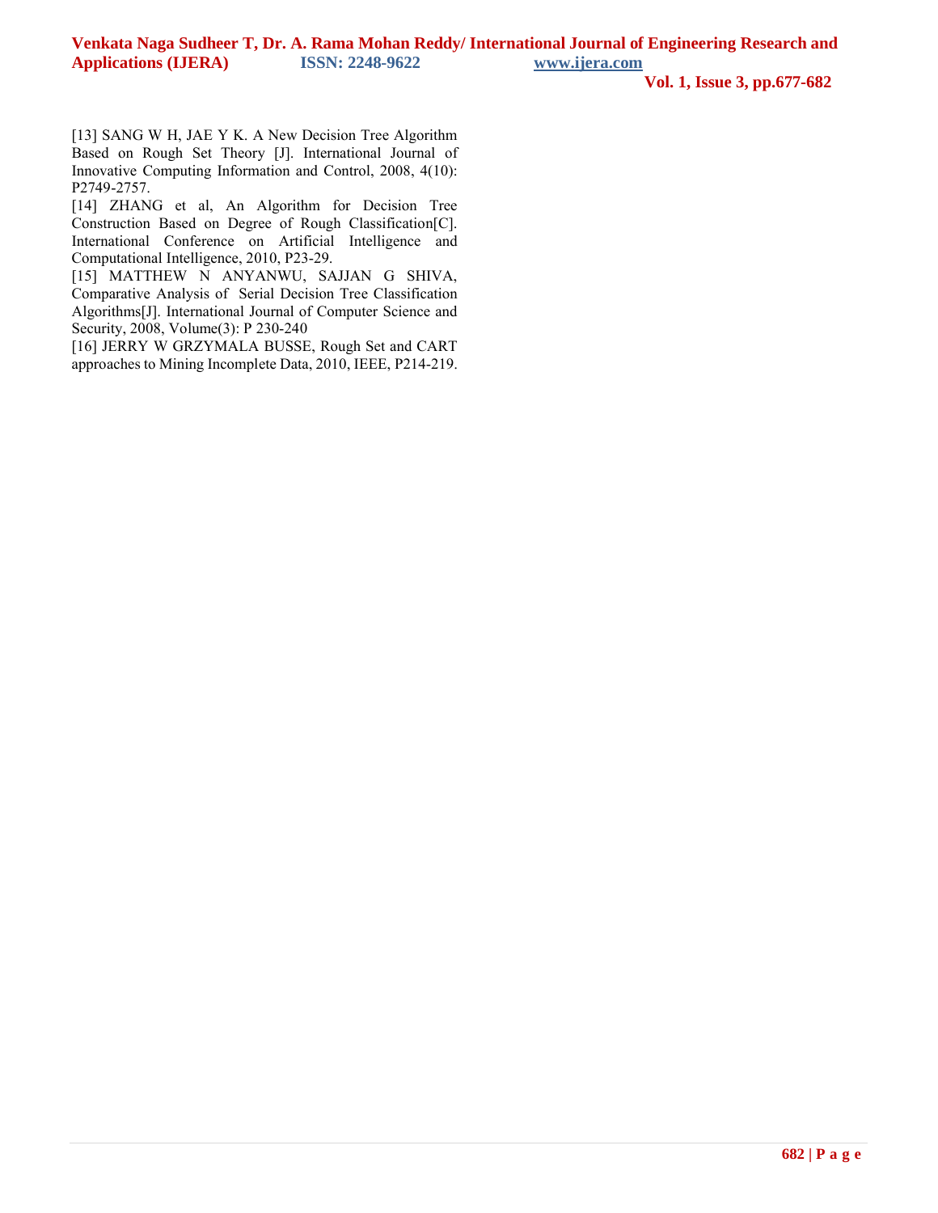[13] SANG W H, JAE Y K. A New Decision Tree Algorithm Based on Rough Set Theory [J]. International Journal of Innovative Computing Information and Control, 2008, 4(10): P2749-2757.

[14] ZHANG et al, An Algorithm for Decision Tree Construction Based on Degree of Rough Classification[C]. International Conference on Artificial Intelligence and Computational Intelligence, 2010, P23-29.

[15] MATTHEW N ANYANWU, SAJJAN G SHIVA, Comparative Analysis of Serial Decision Tree Classification Algorithms[J]. International Journal of Computer Science and Security, 2008, Volume(3): P 230-240

[16] JERRY W GRZYMALA BUSSE, Rough Set and CART approaches to Mining Incomplete Data, 2010, IEEE, P214-219.